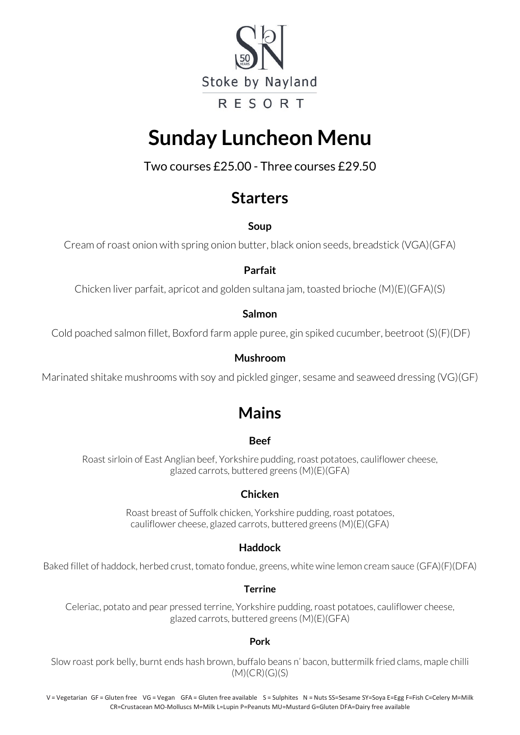Stoke by Nayland

RESORT

# Sunday Luncheon Menu

Two courses £25.00 - Three courses £29.50

## Starters

**Soup**

Cream of roast onion with spring onion butter, black onion seeds, breadstick (VGA)(GFA)

**Parfait**

Chicken liver parfait, apricot and golden sultana jam, toasted brioche (M)(E)(GFA)(S)

**Salmon**

Cold poached salmon fillet, Boxford farm apple puree, gin spiked cucumber, beetroot (S)(F)(DF)

**Mushroom**

Marinated shitake mushrooms with soy and pickled ginger, sesame and seaweed dressing (VG)(GF)

## Mains

**Beef**

Roast sirloin of East Anglian beef, Yorkshire pudding, roast potatoes, cauliflower cheese, glazed carrots, buttered greens (M)(E)(GFA)

**Chicken**

Roast breast of Suffolk chicken, Yorkshire pudding, roast potatoes, cauliflower cheese, glazed carrots, buttered greens (M)(E)(GFA)

**Haddock**

Baked fillet of haddock, herbed crust, tomato fondue, greens, white wine lemon cream sauce (GFA)(F)(DFA)

**Terrine**

Celeriac, potato and pear pressed terrine, Yorkshire pudding, roast potatoes, cauliflower cheese, glazed carrots, buttered greens (M)(E)(GFA)

**Pork**

Slow roast pork belly, burnt ends hash brown, buffalo beans n' bacon, buttermilk fried clams, maple chilli (M)(CR)(G)(S)

V = Vegetarian GF = Gluten free VG = Vegan GFA = Gluten free available S = Sulphites N = Nuts SS=Sesame SY=Soya E=Egg F=Fish C=Celery M=Milk CR=Crustacean MO-Molluscs M=Milk L=Lupin P=Peanuts MU=Mustard G=Gluten DFA=Dairy free available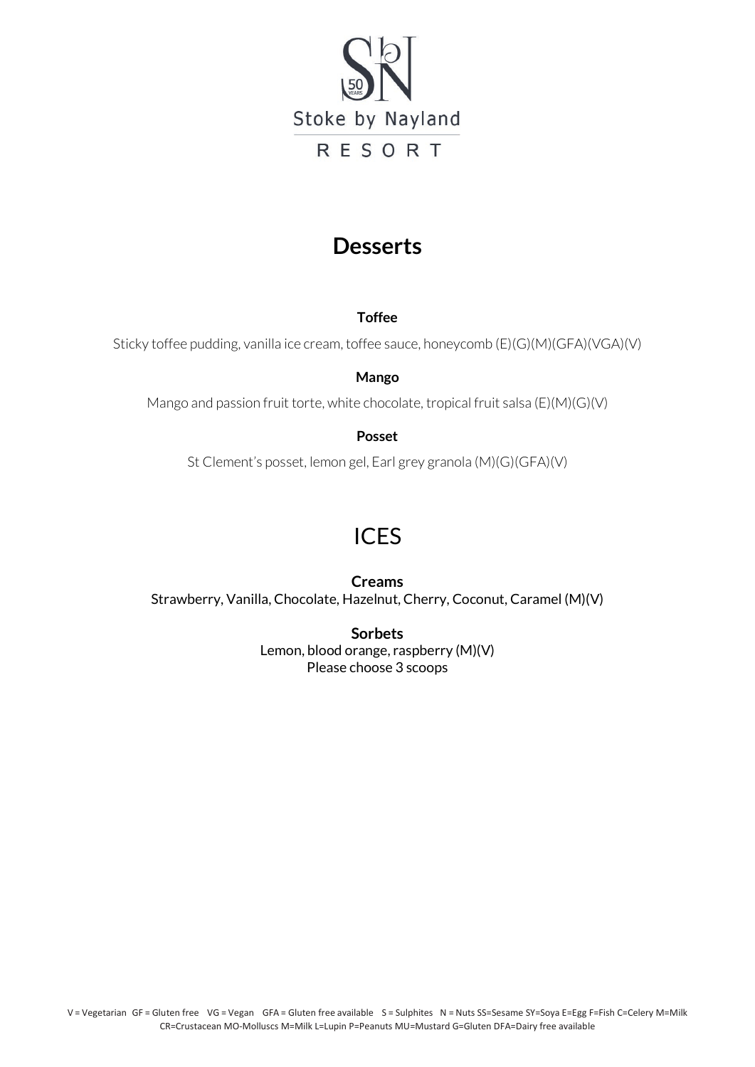Stoke by Nayland

RESORT

# Desserts

### Toffee

Sticky toffee pudding, vanilla ice cream, toffee sauce, honeycomb (E)(G)(M)(GFA)(VGA)(V)

### Mango

Mango and passion fruit torte, white chocolate, tropical fruit salsa (E)(M)(G)(V)

### Posset

St Clement's posset, lemon gel, Earl grey granola (M)(G)(GFA)(V)

# ICES

### Creams

Strawberry, Vanilla, Chocolate, Hazelnut, Cherry, Coconut, Caramel (M)(V)

### Sorbets

Lemon, blood orange, raspberry (M)(V)
Please choose 3 scoops

V = Vegetarian GF = Gluten free VG = Vegan GFA = Gluten free available S = Sulphites N = Nuts SS=Sesame SY=Soya E=Egg F=Fish C=Celery M=Milk CR=Crustacean MO-Molluscs M=Milk L=Lupin P=Peanuts MU=Mustard G=Gluten DFA=Dairy free available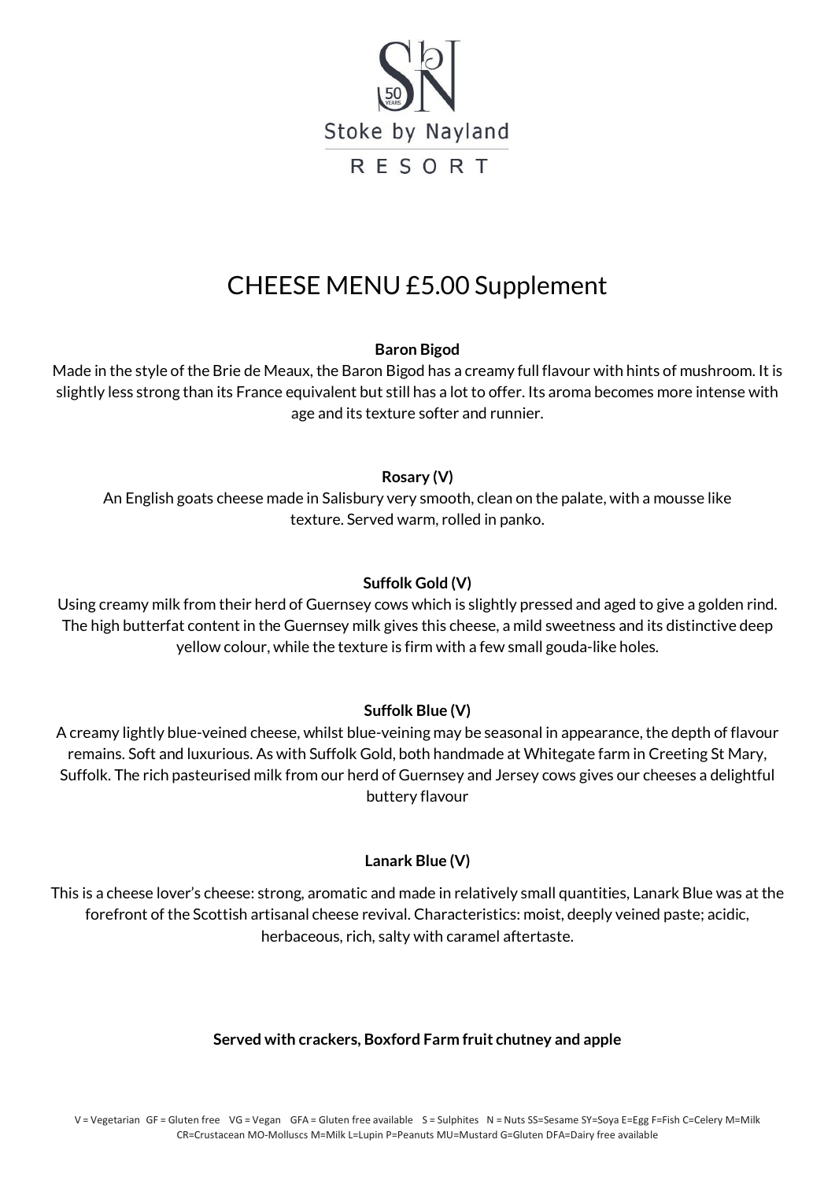Stoke by Nayland

RESORT

# CHEESE MENU £5.00 Supplement

**Baron Bigod**

Made in the style of the Brie de Meaux, the Baron Bigod has a creamy full flavour with hints of mushroom. It is slightly less strong than its France equivalent but still has a lot to offer. Its aroma becomes more intense with age and its texture softer and runnier.

**Rosary (V)**

An English goats cheese made in Salisbury very smooth, clean on the palate, with a mousse like texture. Served warm, rolled in panko.

**Suffolk Gold (V)**

Using creamy milk from their herd of Guernsey cows which is slightly pressed and aged to give a golden rind. The high butterfat content in the Guernsey milk gives this cheese, a mild sweetness and its distinctive deep yellow colour, while the texture is firm with a few small gouda-like holes.

**Suffolk Blue (V)**

A creamy lightly blue-veined cheese, whilst blue-veining may be seasonal in appearance, the depth of flavour remains. Soft and luxurious. As with Suffolk Gold, both handmade at Whitegate farm in Creeting St Mary, Suffolk. The rich pasteurised milk from our herd of Guernsey and Jersey cows gives our cheeses a delightful buttery flavour

**Lanark Blue (V)**

This is a cheese lover's cheese: strong, aromatic and made in relatively small quantities, Lanark Blue was at the forefront of the Scottish artisanal cheese revival. Characteristics: moist, deeply veined paste; acidic, herbaceous, rich, salty with caramel aftertaste.

**Served with crackers, Boxford Farm fruit chutney and apple**

V = Vegetarian GF = Gluten free VG = Vegan GFA = Gluten free available S = Sulphites N = Nuts SS=Sesame SY=Soya E=Egg F=Fish C=Celery M=Milk CR=Crustacean MO-Molluscs M=Milk L=Lupin P=Peanuts MU=Mustard G=Gluten DFA=Dairy free available